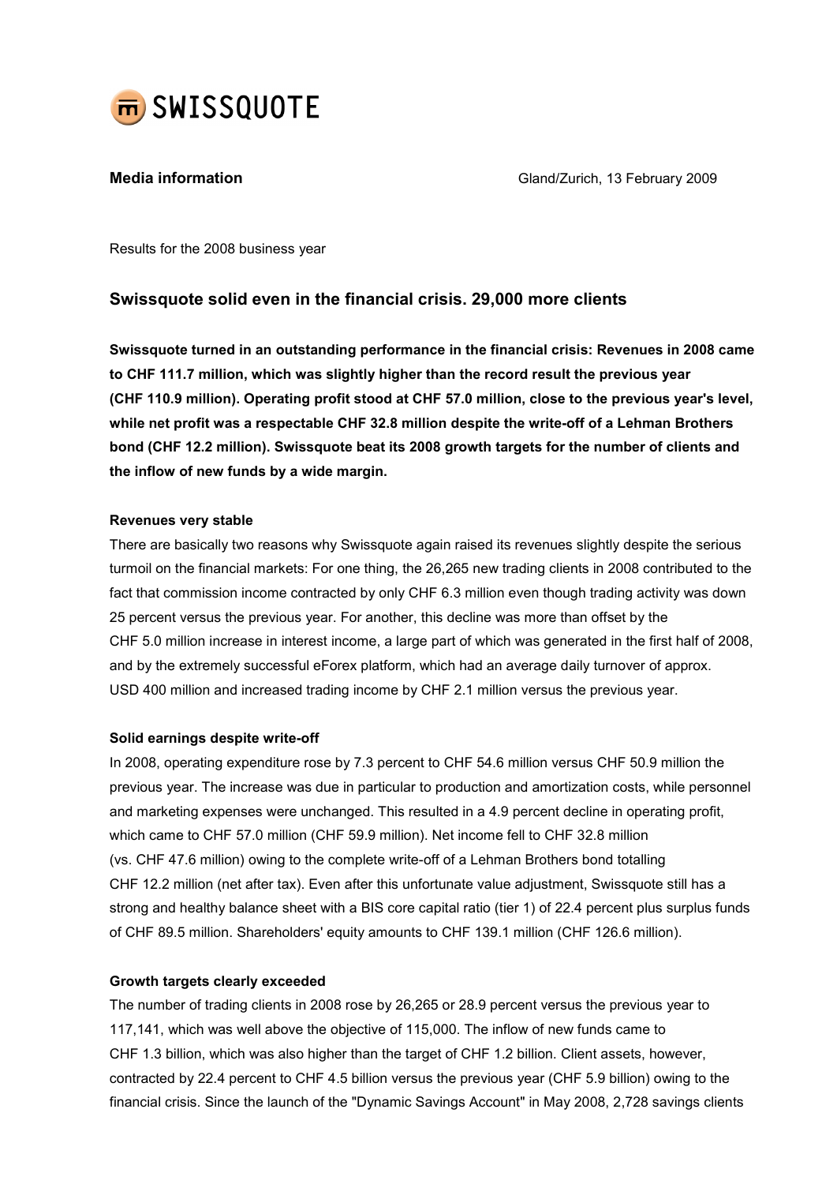SWISSQUOTE

**Media information** Gland/Zurich, 13 February 2009

Results for the 2008 business year

## Swissquote solid even in the financial crisis. 29,000 more clients

**Swissquote turned in an outstanding performance in the financial crisis: Revenues in 2008 came to CHF 111.7 million, which was slightly higher than the record result the previous year (CHF 110.9 million). Operating profit stood at CHF 57.0 million, close to the previous year's level, while net profit was a respectable CHF 32.8 million despite the write-off of a Lehman Brothers bond (CHF 12.2 million). Swissquote beat its 2008 growth targets for the number of clients and the inflow of new funds by a wide margin.**

### Revenues very stable

There are basically two reasons why Swissquote again raised its revenues slightly despite the serious turmoil on the financial markets: For one thing, the 26,265 new trading clients in 2008 contributed to the fact that commission income contracted by only CHF 6.3 million even though trading activity was down 25 percent versus the previous year. For another, this decline was more than offset by the CHF 5.0 million increase in interest income, a large part of which was generated in the first half of 2008, and by the extremely successful eForex platform, which had an average daily turnover of approx. USD 400 million and increased trading income by CHF 2.1 million versus the previous year.

### Solid earnings despite write-off

In 2008, operating expenditure rose by 7.3 percent to CHF 54.6 million versus CHF 50.9 million the previous year. The increase was due in particular to production and amortization costs, while personnel and marketing expenses were unchanged. This resulted in a 4.9 percent decline in operating profit, which came to CHF 57.0 million (CHF 59.9 million). Net income fell to CHF 32.8 million (vs. CHF 47.6 million) owing to the complete write-off of a Lehman Brothers bond totalling CHF 12.2 million (net after tax). Even after this unfortunate value adjustment, Swissquote still has a strong and healthy balance sheet with a BIS core capital ratio (tier 1) of 22.4 percent plus surplus funds of CHF 89.5 million. Shareholders' equity amounts to CHF 139.1 million (CHF 126.6 million).

### Growth targets clearly exceeded

The number of trading clients in 2008 rose by 26,265 or 28.9 percent versus the previous year to 117,141, which was well above the objective of 115,000. The inflow of new funds came to CHF 1.3 billion, which was also higher than the target of CHF 1.2 billion. Client assets, however, contracted by 22.4 percent to CHF 4.5 billion versus the previous year (CHF 5.9 billion) owing to the financial crisis. Since the launch of the "Dynamic Savings Account" in May 2008, 2,728 savings clients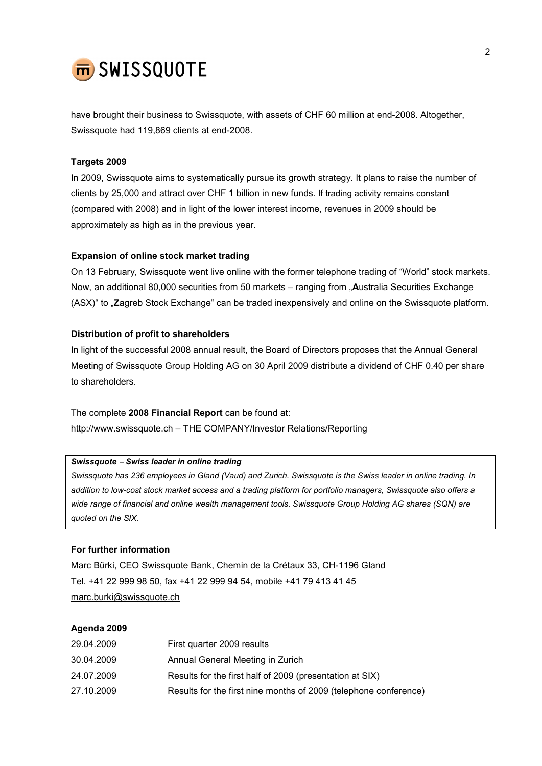have brought their business to Swissquote, with assets of CHF 60 million at end-2008. Altogether, Swissquote had 119,869 clients at end-2008.

**Targets 2009**

In 2009, Swissquote aims to systematically pursue its growth strategy. It plans to raise the number of clients by 25,000 and attract over CHF 1 billion in new funds. If trading activity remains constant (compared with 2008) and in light of the lower interest income, revenues in 2009 should be approximately as high as in the previous year.

**Expansion of online stock market trading**

On 13 February, Swissquote went live online with the former telephone trading of "World" stock markets. Now, an additional 80,000 securities from 50 markets – ranging from „**A**ustralia Securities Exchange (ASX)" to „**Z**agreb Stock Exchange" can be traded inexpensively and online on the Swissquote platform.

**Distribution of profit to shareholders**

In light of the successful 2008 annual result, the Board of Directors proposes that the Annual General Meeting of Swissquote Group Holding AG on 30 April 2009 distribute a dividend of CHF 0.40 per share to shareholders.

The complete **2008 Financial Report** can be found at:
http://www.swissquote.ch – THE COMPANY/Investor Relations/Reporting

***Swissquote – Swiss leader in online trading***

*Swissquote has 236 employees in Gland (Vaud) and Zurich. Swissquote is the Swiss leader in online trading. In addition to low-cost stock market access and a trading platform for portfolio managers, Swissquote also offers a wide range of financial and online wealth management tools. Swissquote Group Holding AG shares (SQN) are quoted on the SIX.*

**For further information**

Marc Bürki, CEO Swissquote Bank, Chemin de la Crétaux 33, CH-1196 Gland
Tel. +41 22 999 98 50, fax +41 22 999 94 54, mobile +41 79 413 41 45
marc.burki@swissquote.ch

**Agenda 2009**

| | |
|---|---|
| 29.04.2009 | First quarter 2009 results |
| 30.04.2009 | Annual General Meeting in Zurich |
| 24.07.2009 | Results for the first half of 2009 (presentation at SIX) |
| 27.10.2009 | Results for the first nine months of 2009 (telephone conference) |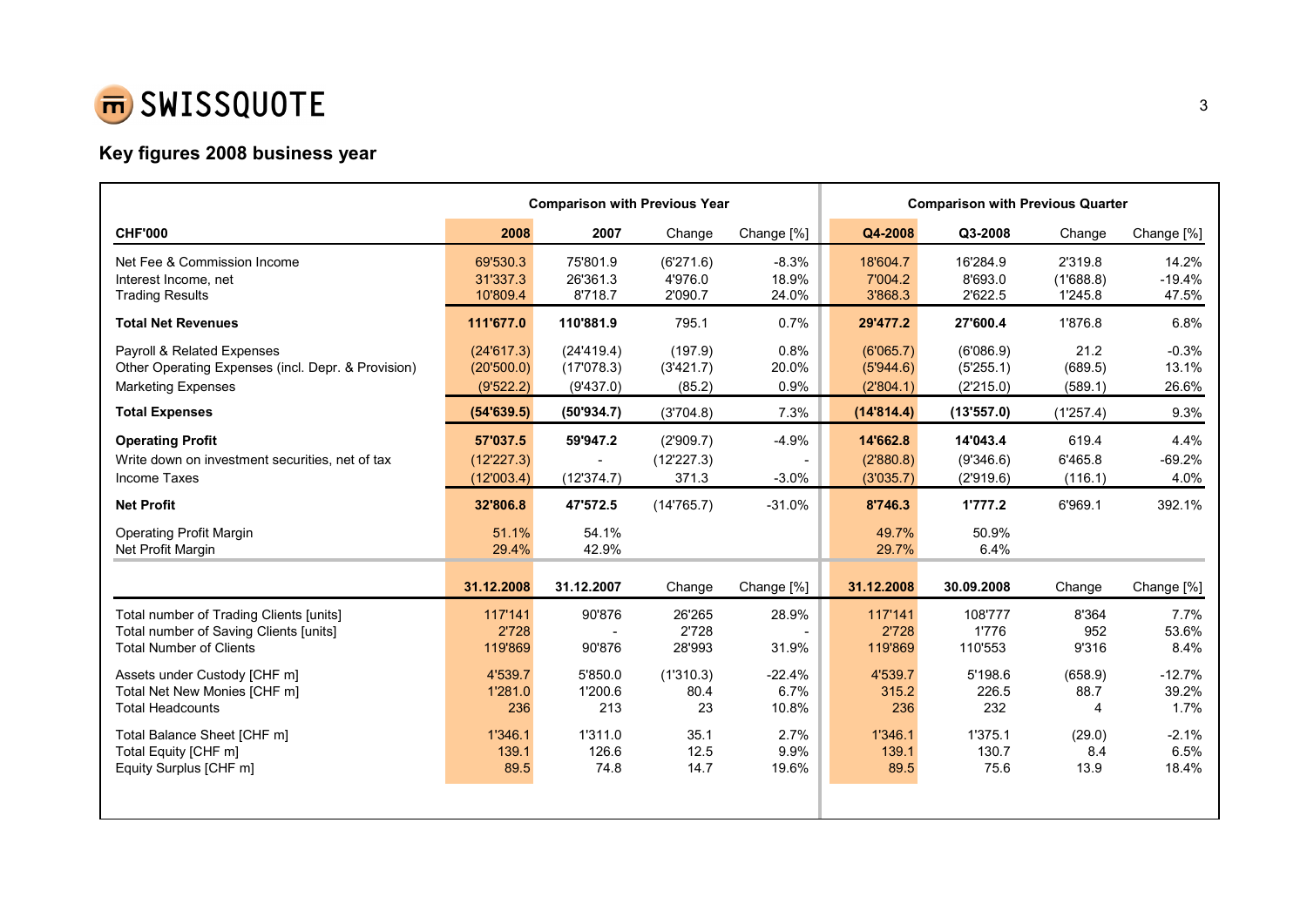## Key figures 2008 business year

| | Comparison with Previous Year | | | | Comparison with Previous Quarter | | | |
|---|---|---|---|---|---|---|---|---|
| **CHF'000** | **2008** | **2007** | Change | Change [%] | **Q4-2008** | **Q3-2008** | Change | Change [%] |
| Net Fee & Commission Income | 69'530.3 | 75'801.9 | (6'271.6) | -8.3% | 18'604.7 | 16'284.9 | 2'319.8 | 14.2% |
| Interest Income, net | 31'337.3 | 26'361.3 | 4'976.0 | 18.9% | 7'004.2 | 8'693.0 | (1'688.8) | -19.4% |
| Trading Results | 10'809.4 | 8'718.7 | 2'090.7 | 24.0% | 3'868.3 | 2'622.5 | 1'245.8 | 47.5% |
| **Total Net Revenues** | **111'677.0** | **110'881.9** | 795.1 | 0.7% | **29'477.2** | **27'600.4** | 1'876.8 | 6.8% |
| Payroll & Related Expenses | (24'617.3) | (24'419.4) | (197.9) | 0.8% | (6'065.7) | (6'086.9) | 21.2 | -0.3% |
| Other Operating Expenses (incl. Depr. & Provision) | (20'500.0) | (17'078.3) | (3'421.7) | 20.0% | (5'944.6) | (5'255.1) | (689.5) | 13.1% |
| Marketing Expenses | (9'522.2) | (9'437.0) | (85.2) | 0.9% | (2'804.1) | (2'215.0) | (589.1) | 26.6% |
| **Total Expenses** | **(54'639.5)** | **(50'934.7)** | (3'704.8) | 7.3% | **(14'814.4)** | **(13'557.0)** | (1'257.4) | 9.3% |
| **Operating Profit** | **57'037.5** | **59'947.2** | (2'909.7) | -4.9% | **14'662.8** | **14'043.4** | 619.4 | 4.4% |
| Write down on investment securities, net of tax | (12'227.3) | - | (12'227.3) | - | (2'880.8) | (9'346.6) | 6'465.8 | -69.2% |
| Income Taxes | (12'003.4) | (12'374.7) | 371.3 | -3.0% | (3'035.7) | (2'919.6) | (116.1) | 4.0% |
| **Net Profit** | **32'806.8** | **47'572.5** | (14'765.7) | -31.0% | **8'746.3** | **1'777.2** | 6'969.1 | 392.1% |
| Operating Profit Margin | 51.1% | 54.1% | | | 49.7% | 50.9% | | |
| Net Profit Margin | 29.4% | 42.9% | | | 29.7% | 6.4% | | |
| | **31.12.2008** | **31.12.2007** | Change | Change [%] | **31.12.2008** | **30.09.2008** | Change | Change [%] |
| Total number of Trading Clients [units] | 117'141 | 90'876 | 26'265 | 28.9% | 117'141 | 108'777 | 8'364 | 7.7% |
| Total number of Saving Clients [units] | 2'728 | - | 2'728 | - | 2'728 | 1'776 | 952 | 53.6% |
| Total Number of Clients | 119'869 | 90'876 | 28'993 | 31.9% | 119'869 | 110'553 | 9'316 | 8.4% |
| Assets under Custody [CHF m] | 4'539.7 | 5'850.0 | (1'310.3) | -22.4% | 4'539.7 | 5'198.6 | (658.9) | -12.7% |
| Total Net New Monies [CHF m] | 1'281.0 | 1'200.6 | 80.4 | 6.7% | 315.2 | 226.5 | 88.7 | 39.2% |
| Total Headcounts | 236 | 213 | 23 | 10.8% | 236 | 232 | 4 | 1.7% |
| Total Balance Sheet [CHF m] | 1'346.1 | 1'311.0 | 35.1 | 2.7% | 1'346.1 | 1'375.1 | (29.0) | -2.1% |
| Total Equity [CHF m] | 139.1 | 126.6 | 12.5 | 9.9% | 139.1 | 130.7 | 8.4 | 6.5% |
| Equity Surplus [CHF m] | 89.5 | 74.8 | 14.7 | 19.6% | 89.5 | 75.6 | 13.9 | 18.4% |